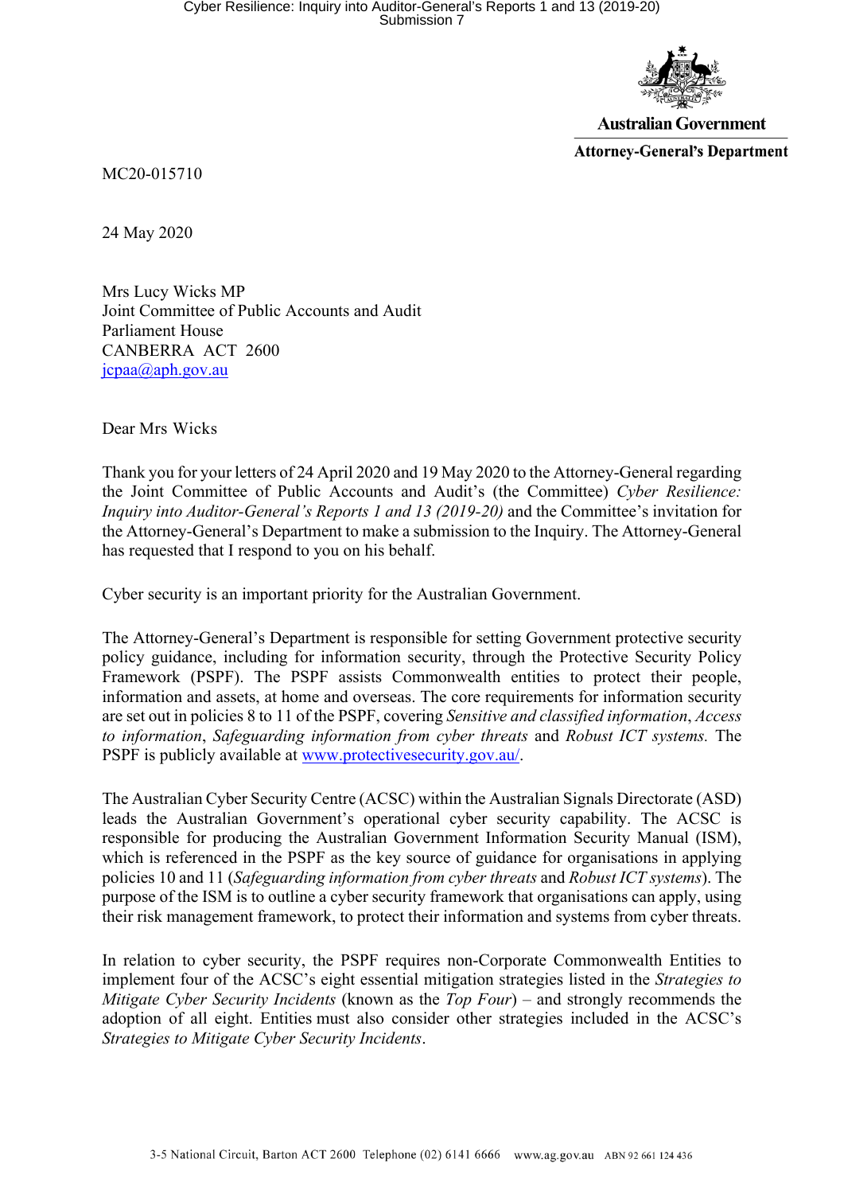Australian Government

Attorney-General's Department

MC20-015710

24 May 2020

Mrs Lucy Wicks MP
Joint Committee of Public Accounts and Audit
Parliament House
CANBERRA ACT 2600
jcpaa@aph.gov.au

Dear Mrs Wicks

Thank you for your letters of 24 April 2020 and 19 May 2020 to the Attorney-General regarding the Joint Committee of Public Accounts and Audit's (the Committee) *Cyber Resilience: Inquiry into Auditor-General's Reports 1 and 13 (2019-20)* and the Committee's invitation for the Attorney-General's Department to make a submission to the Inquiry. The Attorney-General has requested that I respond to you on his behalf.

Cyber security is an important priority for the Australian Government.

The Attorney-General's Department is responsible for setting Government protective security policy guidance, including for information security, through the Protective Security Policy Framework (PSPF). The PSPF assists Commonwealth entities to protect their people, information and assets, at home and overseas. The core requirements for information security are set out in policies 8 to 11 of the PSPF, covering *Sensitive and classified information*, *Access to information*, *Safeguarding information from cyber threats* and *Robust ICT systems.* The PSPF is publicly available at www.protectivesecurity.gov.au/.

The Australian Cyber Security Centre (ACSC) within the Australian Signals Directorate (ASD) leads the Australian Government's operational cyber security capability. The ACSC is responsible for producing the Australian Government Information Security Manual (ISM), which is referenced in the PSPF as the key source of guidance for organisations in applying policies 10 and 11 (*Safeguarding information from cyber threats* and *Robust ICT systems*). The purpose of the ISM is to outline a cyber security framework that organisations can apply, using their risk management framework, to protect their information and systems from cyber threats.

In relation to cyber security, the PSPF requires non-Corporate Commonwealth Entities to implement four of the ACSC's eight essential mitigation strategies listed in the *Strategies to Mitigate Cyber Security Incidents* (known as the *Top Four*) – and strongly recommends the adoption of all eight. Entities must also consider other strategies included in the ACSC's *Strategies to Mitigate Cyber Security Incidents*.

3-5 National Circuit, Barton ACT 2600 Telephone (02) 6141 6666 www.ag.gov.au ABN 92 661 124 436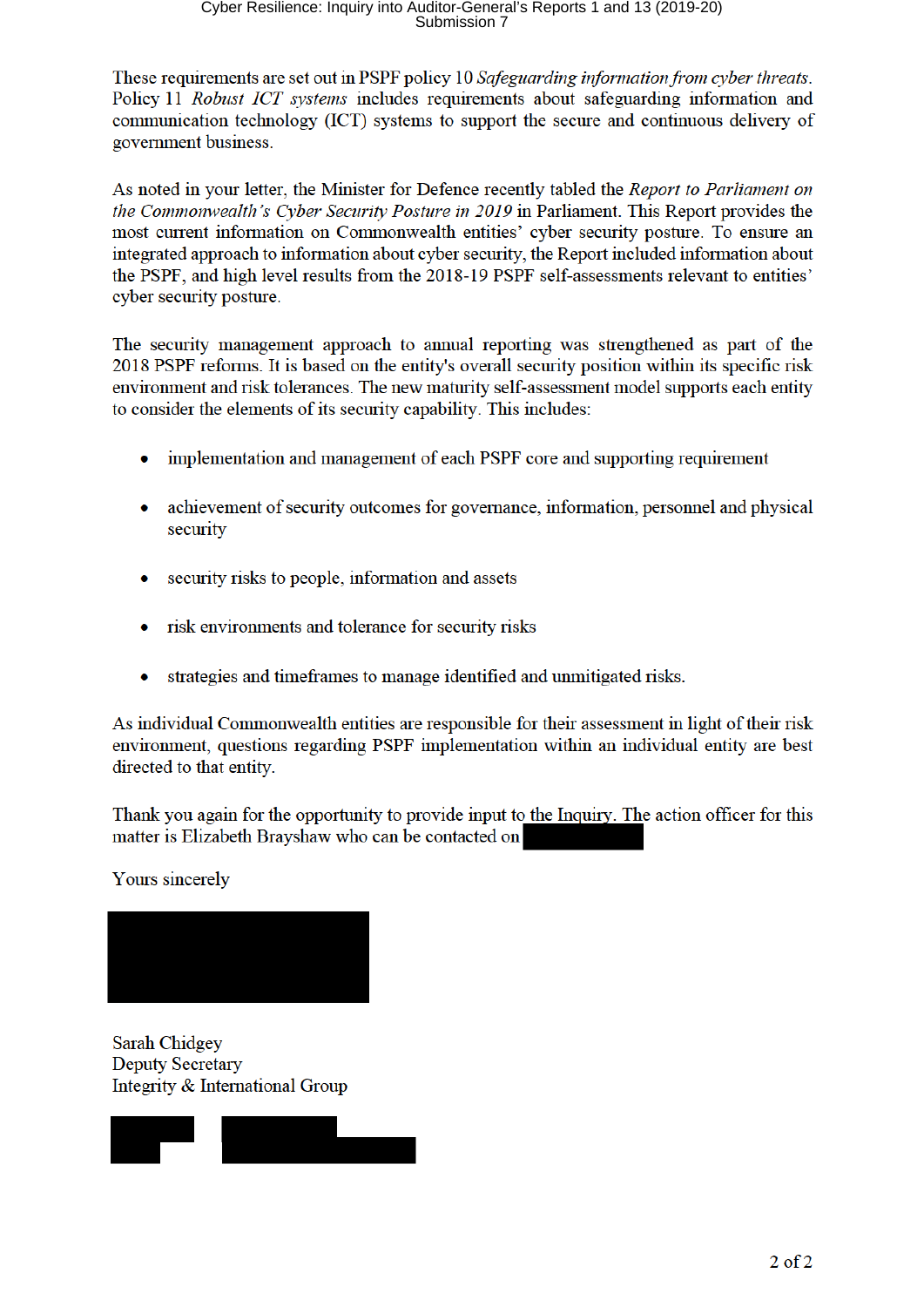These requirements are set out in PSPF policy 10 *Safeguarding information from cyber threats*. Policy 11 *Robust ICT systems* includes requirements about safeguarding information and communication technology (ICT) systems to support the secure and continuous delivery of government business.

As noted in your letter, the Minister for Defence recently tabled the *Report to Parliament on the Commonwealth's Cyber Security Posture in 2019* in Parliament. This Report provides the most current information on Commonwealth entities' cyber security posture. To ensure an integrated approach to information about cyber security, the Report included information about the PSPF, and high level results from the 2018-19 PSPF self-assessments relevant to entities' cyber security posture.

The security management approach to annual reporting was strengthened as part of the 2018 PSPF reforms. It is based on the entity's overall security position within its specific risk environment and risk tolerances. The new maturity self-assessment model supports each entity to consider the elements of its security capability. This includes:

- implementation and management of each PSPF core and supporting requirement
- achievement of security outcomes for governance, information, personnel and physical security
- security risks to people, information and assets
- risk environments and tolerance for security risks
- strategies and timeframes to manage identified and unmitigated risks.

As individual Commonwealth entities are responsible for their assessment in light of their risk environment, questions regarding PSPF implementation within an individual entity are best directed to that entity.

Thank you again for the opportunity to provide input to the Inquiry. The action officer for this matter is Elizabeth Brayshaw who can be contacted on

Yours sincerely

Sarah Chidgey
Deputy Secretary
Integrity & International Group